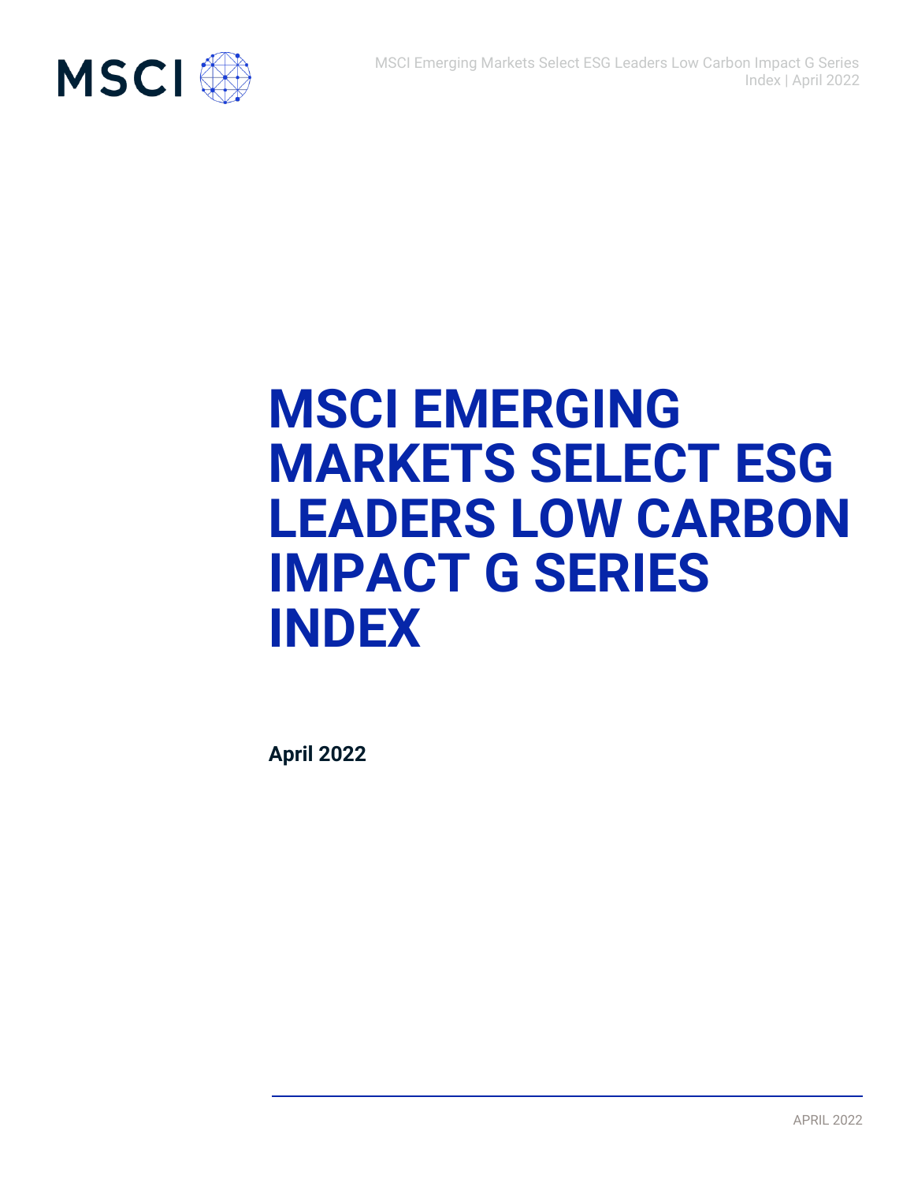# MSCI EMERGING MARKETS SELECT ESG LEADERS LOW CARBON IMPACT G SERIES INDEX

**April 2022**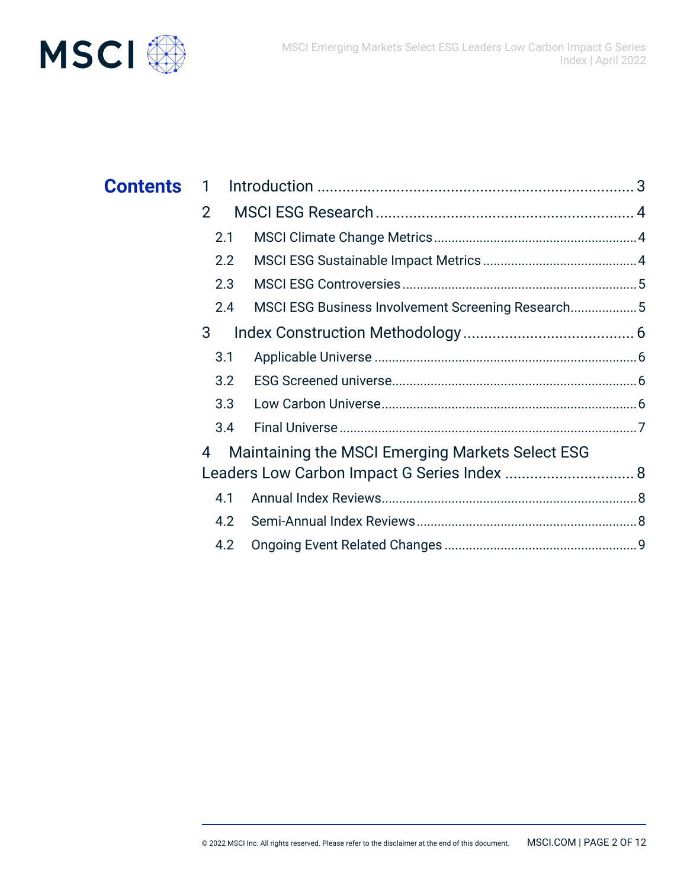# Contents

1 Introduction ........................................................................ 3

2 MSCI ESG Research .......................................................... 4

2.1 MSCI Climate Change Metrics ........................................................ 4

2.2 MSCI ESG Sustainable Impact Metrics ........................................... 4

2.3 MSCI ESG Controversies ................................................................. 5

2.4 MSCI ESG Business Involvement Screening Research ................... 5

3 Index Construction Methodology ........................................ 6

3.1 Applicable Universe ........................................................................ 6

3.2 ESG Screened universe ................................................................... 6

3.3 Low Carbon Universe ...................................................................... 6

3.4 Final Universe ................................................................................. 7

4 Maintaining the MSCI Emerging Markets Select ESG Leaders Low Carbon Impact G Series Index ............................... 8

4.1 Annual Index Reviews ...................................................................... 8

4.2 Semi-Annual Index Reviews ............................................................ 8

4.2 Ongoing Event Related Changes ..................................................... 9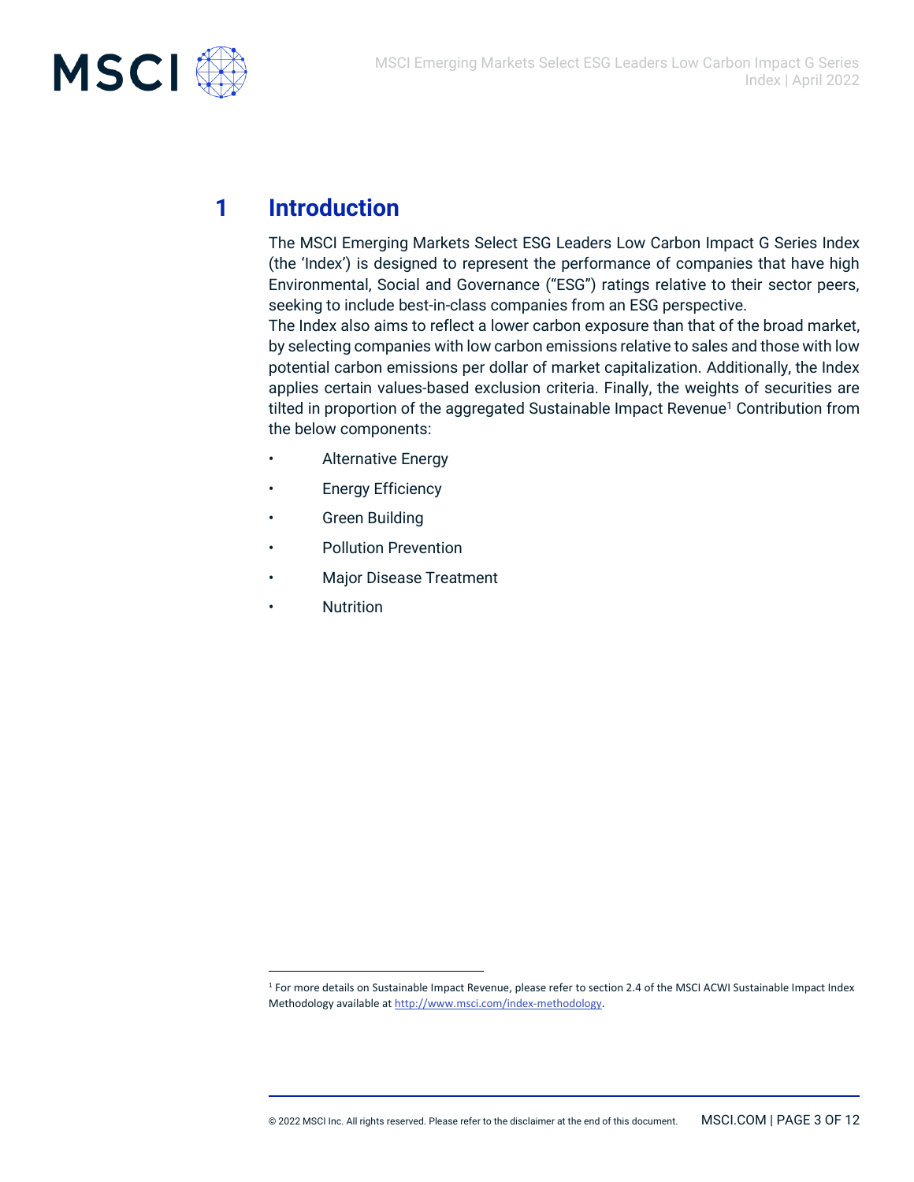# 1 Introduction

The MSCI Emerging Markets Select ESG Leaders Low Carbon Impact G Series Index (the 'Index') is designed to represent the performance of companies that have high Environmental, Social and Governance ("ESG") ratings relative to their sector peers, seeking to include best-in-class companies from an ESG perspective.

The Index also aims to reflect a lower carbon exposure than that of the broad market, by selecting companies with low carbon emissions relative to sales and those with low potential carbon emissions per dollar of market capitalization. Additionally, the Index applies certain values-based exclusion criteria. Finally, the weights of securities are tilted in proportion of the aggregated Sustainable Impact Revenue[1] Contribution from the below components:

- Alternative Energy
- Energy Efficiency
- Green Building
- Pollution Prevention
- Major Disease Treatment
- Nutrition

[1] For more details on Sustainable Impact Revenue, please refer to section 2.4 of the MSCI ACWI Sustainable Impact Index Methodology available at http://www.msci.com/index-methodology.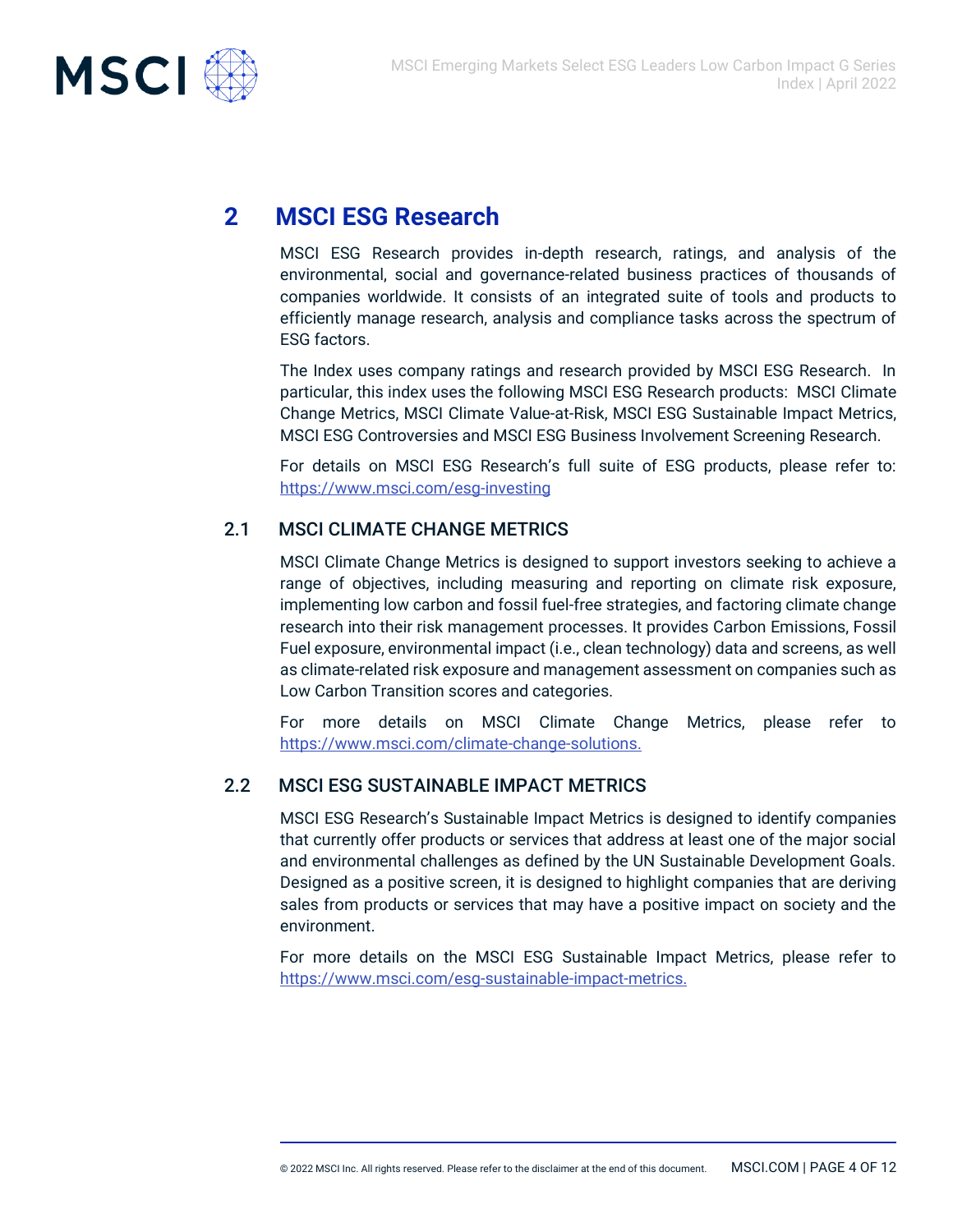# 2 MSCI ESG Research

MSCI ESG Research provides in-depth research, ratings, and analysis of the environmental, social and governance-related business practices of thousands of companies worldwide. It consists of an integrated suite of tools and products to efficiently manage research, analysis and compliance tasks across the spectrum of ESG factors.

The Index uses company ratings and research provided by MSCI ESG Research. In particular, this index uses the following MSCI ESG Research products: MSCI Climate Change Metrics, MSCI Climate Value-at-Risk, MSCI ESG Sustainable Impact Metrics, MSCI ESG Controversies and MSCI ESG Business Involvement Screening Research.

For details on MSCI ESG Research's full suite of ESG products, please refer to: https://www.msci.com/esg-investing

## 2.1 MSCI CLIMATE CHANGE METRICS

MSCI Climate Change Metrics is designed to support investors seeking to achieve a range of objectives, including measuring and reporting on climate risk exposure, implementing low carbon and fossil fuel-free strategies, and factoring climate change research into their risk management processes. It provides Carbon Emissions, Fossil Fuel exposure, environmental impact (i.e., clean technology) data and screens, as well as climate-related risk exposure and management assessment on companies such as Low Carbon Transition scores and categories.

For more details on MSCI Climate Change Metrics, please refer to https://www.msci.com/climate-change-solutions.

## 2.2 MSCI ESG SUSTAINABLE IMPACT METRICS

MSCI ESG Research's Sustainable Impact Metrics is designed to identify companies that currently offer products or services that address at least one of the major social and environmental challenges as defined by the UN Sustainable Development Goals. Designed as a positive screen, it is designed to highlight companies that are deriving sales from products or services that may have a positive impact on society and the environment.

For more details on the MSCI ESG Sustainable Impact Metrics, please refer to https://www.msci.com/esg-sustainable-impact-metrics.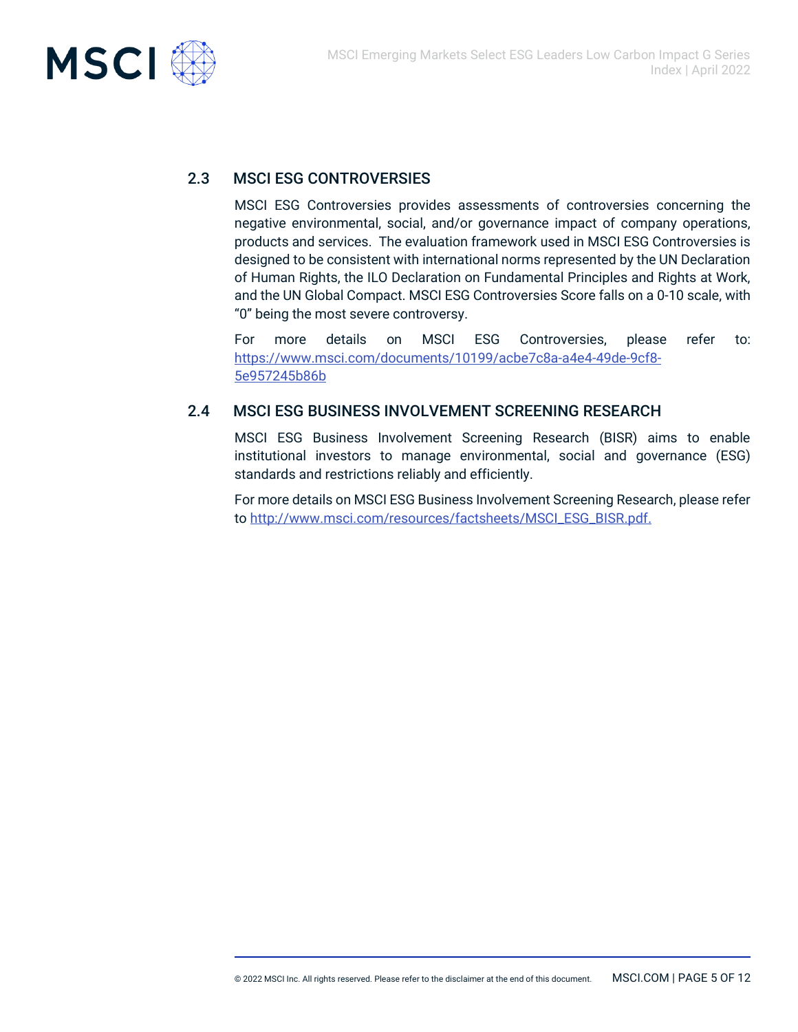## 2.3 MSCI ESG CONTROVERSIES

MSCI ESG Controversies provides assessments of controversies concerning the negative environmental, social, and/or governance impact of company operations, products and services. The evaluation framework used in MSCI ESG Controversies is designed to be consistent with international norms represented by the UN Declaration of Human Rights, the ILO Declaration on Fundamental Principles and Rights at Work, and the UN Global Compact. MSCI ESG Controversies Score falls on a 0-10 scale, with "0" being the most severe controversy.

For more details on MSCI ESG Controversies, please refer to: [https://www.msci.com/documents/10199/acbe7c8a-a4e4-49de-9cf8-5e957245b86b](https://www.msci.com/documents/10199/acbe7c8a-a4e4-49de-9cf8-5e957245b86b)

## 2.4 MSCI ESG BUSINESS INVOLVEMENT SCREENING RESEARCH

MSCI ESG Business Involvement Screening Research (BISR) aims to enable institutional investors to manage environmental, social and governance (ESG) standards and restrictions reliably and efficiently.

For more details on MSCI ESG Business Involvement Screening Research, please refer to [http://www.msci.com/resources/factsheets/MSCI_ESG_BISR.pdf.](http://www.msci.com/resources/factsheets/MSCI_ESG_BISR.pdf)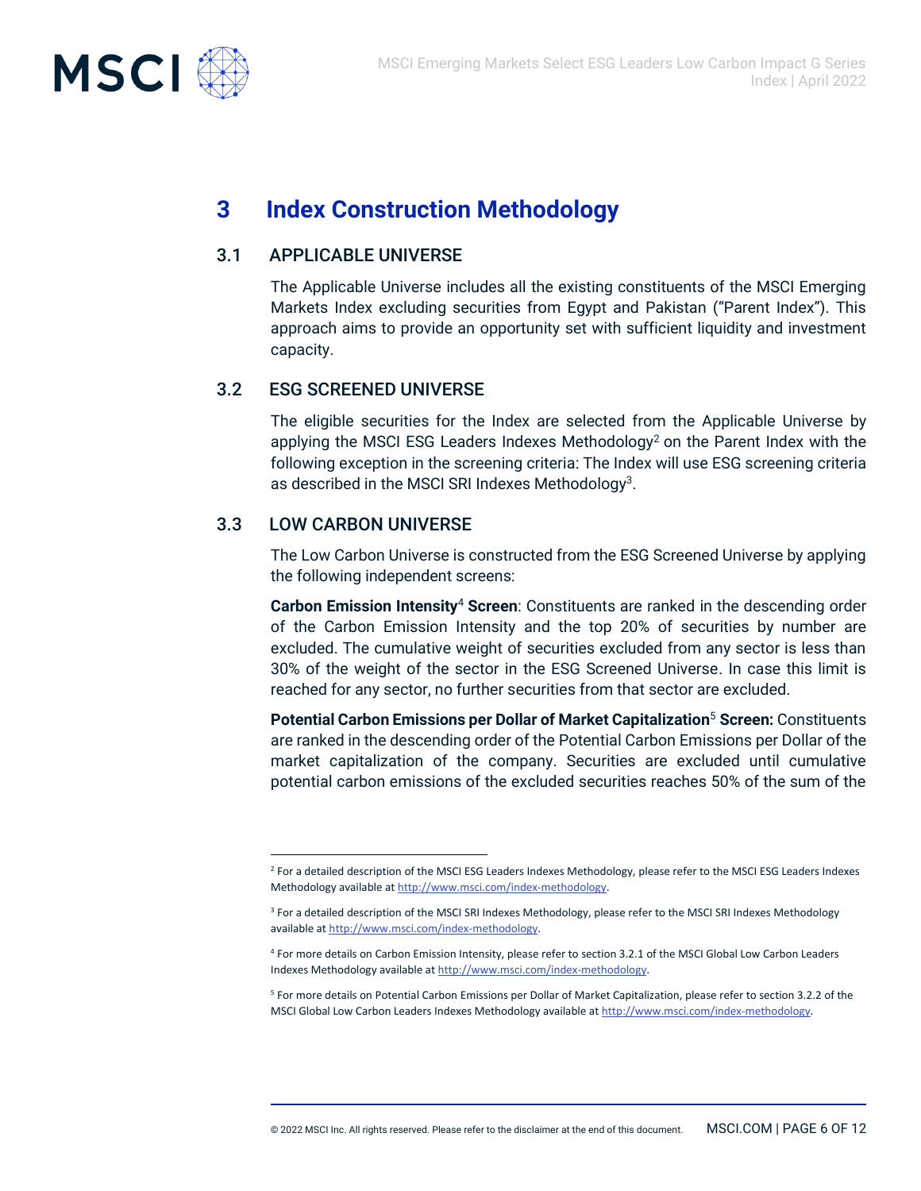# 3 Index Construction Methodology

## 3.1 APPLICABLE UNIVERSE

The Applicable Universe includes all the existing constituents of the MSCI Emerging Markets Index excluding securities from Egypt and Pakistan ("Parent Index"). This approach aims to provide an opportunity set with sufficient liquidity and investment capacity.

## 3.2 ESG SCREENED UNIVERSE

The eligible securities for the Index are selected from the Applicable Universe by applying the MSCI ESG Leaders Indexes Methodology[2] on the Parent Index with the following exception in the screening criteria: The Index will use ESG screening criteria as described in the MSCI SRI Indexes Methodology[3].

## 3.3 LOW CARBON UNIVERSE

The Low Carbon Universe is constructed from the ESG Screened Universe by applying the following independent screens:

**Carbon Emission Intensity[4] Screen**: Constituents are ranked in the descending order of the Carbon Emission Intensity and the top 20% of securities by number are excluded. The cumulative weight of securities excluded from any sector is less than 30% of the weight of the sector in the ESG Screened Universe. In case this limit is reached for any sector, no further securities from that sector are excluded.

**Potential Carbon Emissions per Dollar of Market Capitalization[5] Screen:** Constituents are ranked in the descending order of the Potential Carbon Emissions per Dollar of the market capitalization of the company. Securities are excluded until cumulative potential carbon emissions of the excluded securities reaches 50% of the sum of the

---

[2] For a detailed description of the MSCI ESG Leaders Indexes Methodology, please refer to the MSCI ESG Leaders Indexes Methodology available at http://www.msci.com/index-methodology.

[3] For a detailed description of the MSCI SRI Indexes Methodology, please refer to the MSCI SRI Indexes Methodology available at http://www.msci.com/index-methodology.

[4] For more details on Carbon Emission Intensity, please refer to section 3.2.1 of the MSCI Global Low Carbon Leaders Indexes Methodology available at http://www.msci.com/index-methodology.

[5] For more details on Potential Carbon Emissions per Dollar of Market Capitalization, please refer to section 3.2.2 of the MSCI Global Low Carbon Leaders Indexes Methodology available at http://www.msci.com/index-methodology.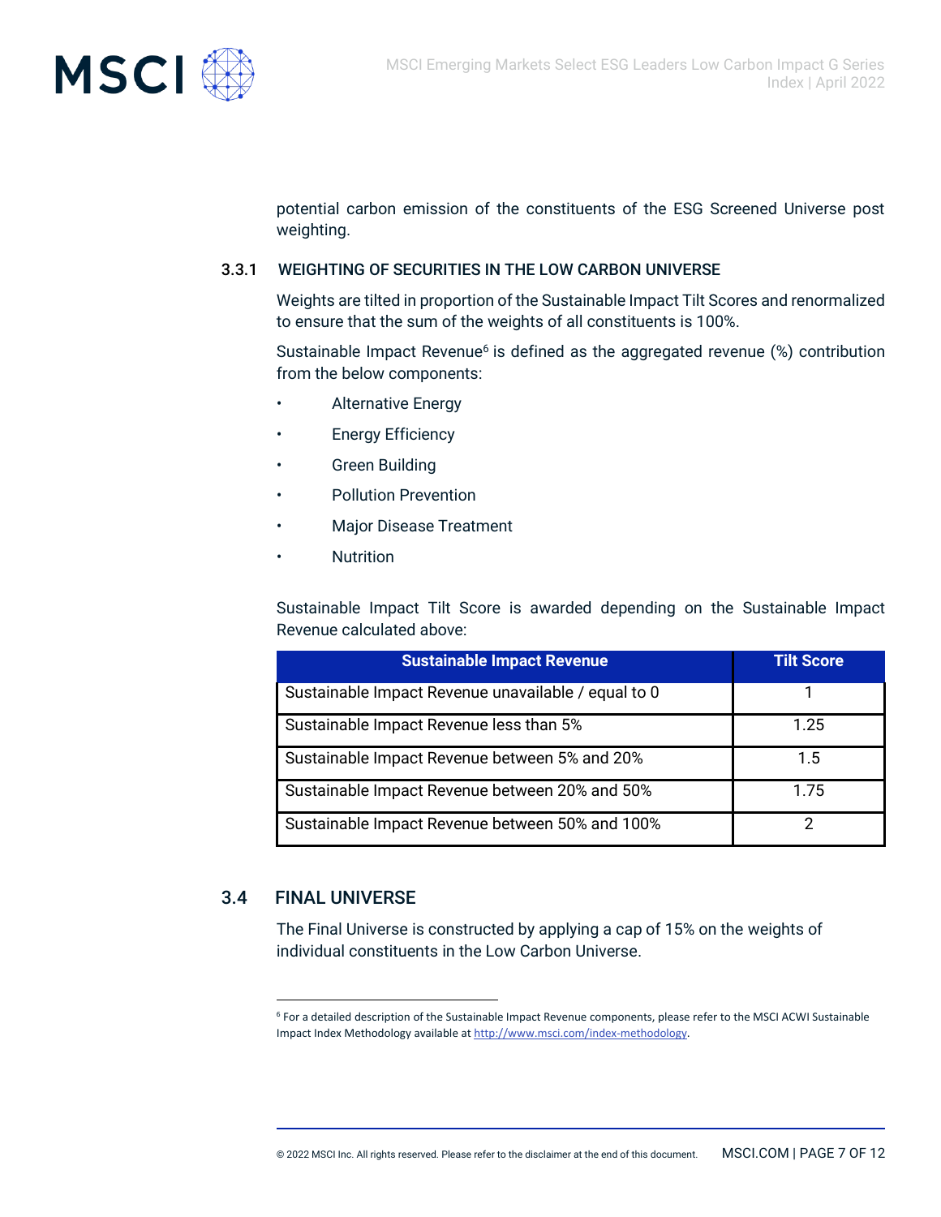potential carbon emission of the constituents of the ESG Screened Universe post weighting.

### 3.3.1 WEIGHTING OF SECURITIES IN THE LOW CARBON UNIVERSE

Weights are tilted in proportion of the Sustainable Impact Tilt Scores and renormalized to ensure that the sum of the weights of all constituents is 100%.

Sustainable Impact Revenue[6] is defined as the aggregated revenue (%) contribution from the below components:

- Alternative Energy
- Energy Efficiency
- Green Building
- Pollution Prevention
- Major Disease Treatment
- Nutrition

Sustainable Impact Tilt Score is awarded depending on the Sustainable Impact Revenue calculated above:

| Sustainable Impact Revenue | Tilt Score |
|---|---|
| Sustainable Impact Revenue unavailable / equal to 0 | 1 |
| Sustainable Impact Revenue less than 5% | 1.25 |
| Sustainable Impact Revenue between 5% and 20% | 1.5 |
| Sustainable Impact Revenue between 20% and 50% | 1.75 |
| Sustainable Impact Revenue between 50% and 100% | 2 |

## 3.4 FINAL UNIVERSE

The Final Universe is constructed by applying a cap of 15% on the weights of individual constituents in the Low Carbon Universe.

[6] For a detailed description of the Sustainable Impact Revenue components, please refer to the MSCI ACWI Sustainable Impact Index Methodology available at http://www.msci.com/index-methodology.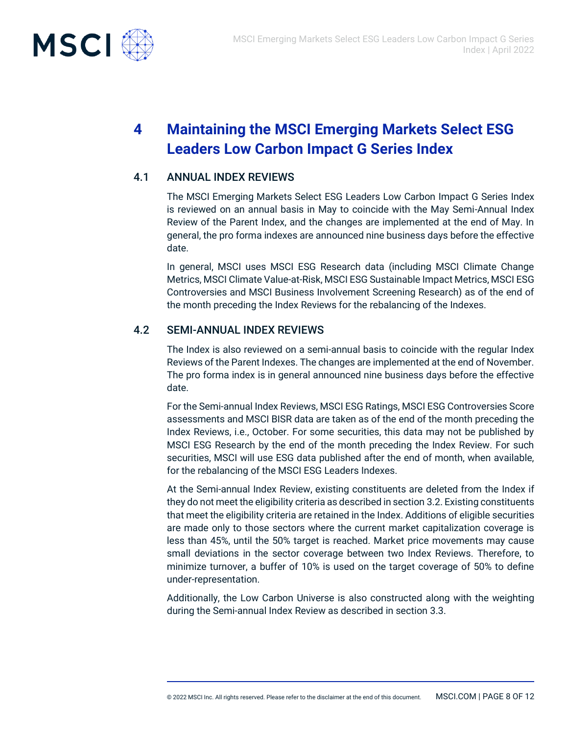# 4 Maintaining the MSCI Emerging Markets Select ESG Leaders Low Carbon Impact G Series Index

## 4.1 ANNUAL INDEX REVIEWS

The MSCI Emerging Markets Select ESG Leaders Low Carbon Impact G Series Index is reviewed on an annual basis in May to coincide with the May Semi-Annual Index Review of the Parent Index, and the changes are implemented at the end of May. In general, the pro forma indexes are announced nine business days before the effective date.

In general, MSCI uses MSCI ESG Research data (including MSCI Climate Change Metrics, MSCI Climate Value-at-Risk, MSCI ESG Sustainable Impact Metrics, MSCI ESG Controversies and MSCI Business Involvement Screening Research) as of the end of the month preceding the Index Reviews for the rebalancing of the Indexes.

## 4.2 SEMI-ANNUAL INDEX REVIEWS

The Index is also reviewed on a semi-annual basis to coincide with the regular Index Reviews of the Parent Indexes. The changes are implemented at the end of November. The pro forma index is in general announced nine business days before the effective date.

For the Semi-annual Index Reviews, MSCI ESG Ratings, MSCI ESG Controversies Score assessments and MSCI BISR data are taken as of the end of the month preceding the Index Reviews, i.e., October. For some securities, this data may not be published by MSCI ESG Research by the end of the month preceding the Index Review. For such securities, MSCI will use ESG data published after the end of month, when available, for the rebalancing of the MSCI ESG Leaders Indexes.

At the Semi-annual Index Review, existing constituents are deleted from the Index if they do not meet the eligibility criteria as described in section 3.2. Existing constituents that meet the eligibility criteria are retained in the Index. Additions of eligible securities are made only to those sectors where the current market capitalization coverage is less than 45%, until the 50% target is reached. Market price movements may cause small deviations in the sector coverage between two Index Reviews. Therefore, to minimize turnover, a buffer of 10% is used on the target coverage of 50% to define under-representation.

Additionally, the Low Carbon Universe is also constructed along with the weighting during the Semi-annual Index Review as described in section 3.3.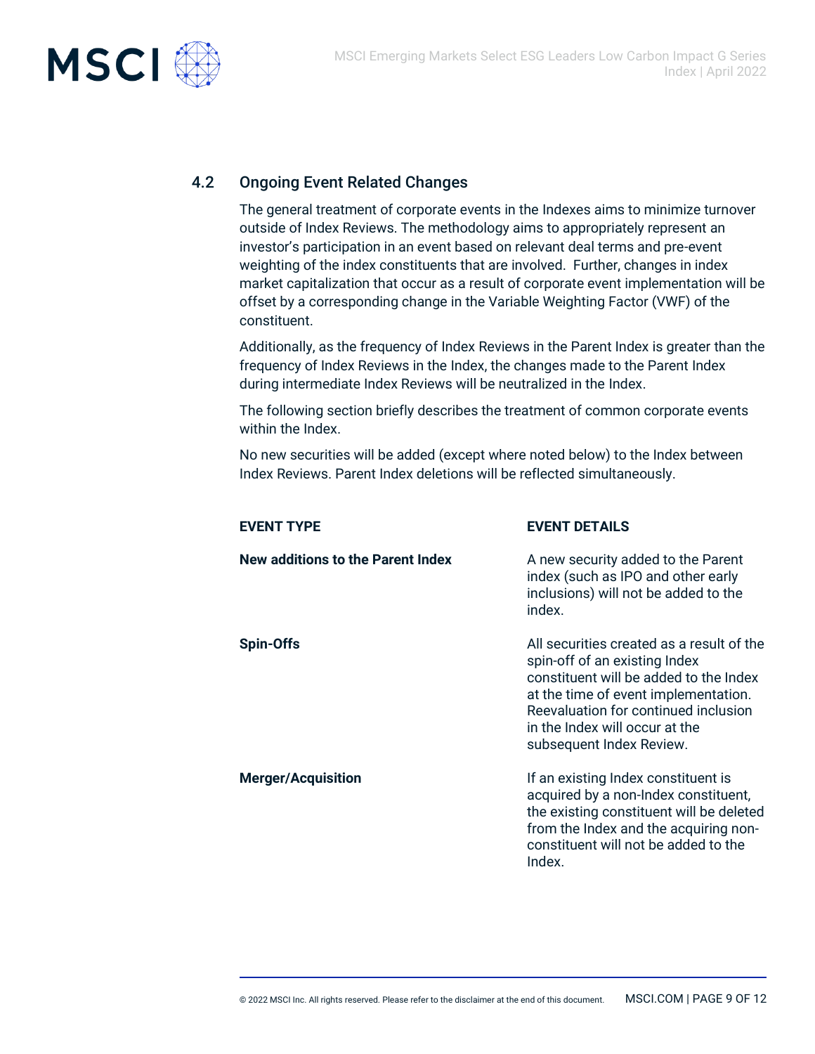## 4.2 Ongoing Event Related Changes

The general treatment of corporate events in the Indexes aims to minimize turnover outside of Index Reviews. The methodology aims to appropriately represent an investor's participation in an event based on relevant deal terms and pre-event weighting of the index constituents that are involved. Further, changes in index market capitalization that occur as a result of corporate event implementation will be offset by a corresponding change in the Variable Weighting Factor (VWF) of the constituent.

Additionally, as the frequency of Index Reviews in the Parent Index is greater than the frequency of Index Reviews in the Index, the changes made to the Parent Index during intermediate Index Reviews will be neutralized in the Index.

The following section briefly describes the treatment of common corporate events within the Index.

No new securities will be added (except where noted below) to the Index between Index Reviews. Parent Index deletions will be reflected simultaneously.

| EVENT TYPE | EVENT DETAILS |
|---|---|
| **New additions to the Parent Index** | A new security added to the Parent index (such as IPO and other early inclusions) will not be added to the index. |
| **Spin-Offs** | All securities created as a result of the spin-off of an existing Index constituent will be added to the Index at the time of event implementation. Reevaluation for continued inclusion in the Index will occur at the subsequent Index Review. |
| **Merger/Acquisition** | If an existing Index constituent is acquired by a non-Index constituent, the existing constituent will be deleted from the Index and the acquiring non-constituent will not be added to the Index. |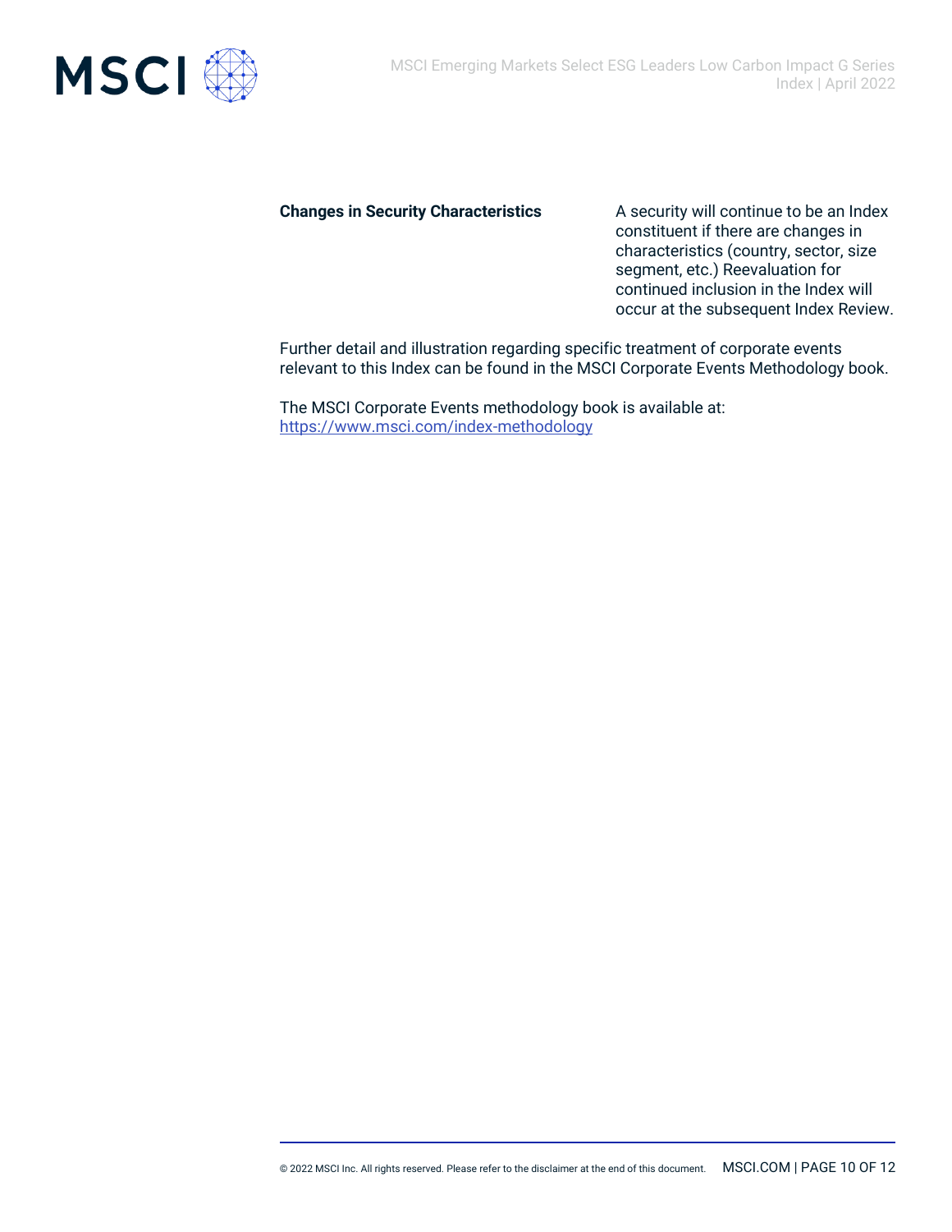| | |
|---|---|
| **Changes in Security Characteristics** | A security will continue to be an Index constituent if there are changes in characteristics (country, sector, size segment, etc.) Reevaluation for continued inclusion in the Index will occur at the subsequent Index Review. |

Further detail and illustration regarding specific treatment of corporate events relevant to this Index can be found in the MSCI Corporate Events Methodology book.

The MSCI Corporate Events methodology book is available at:
https://www.msci.com/index-methodology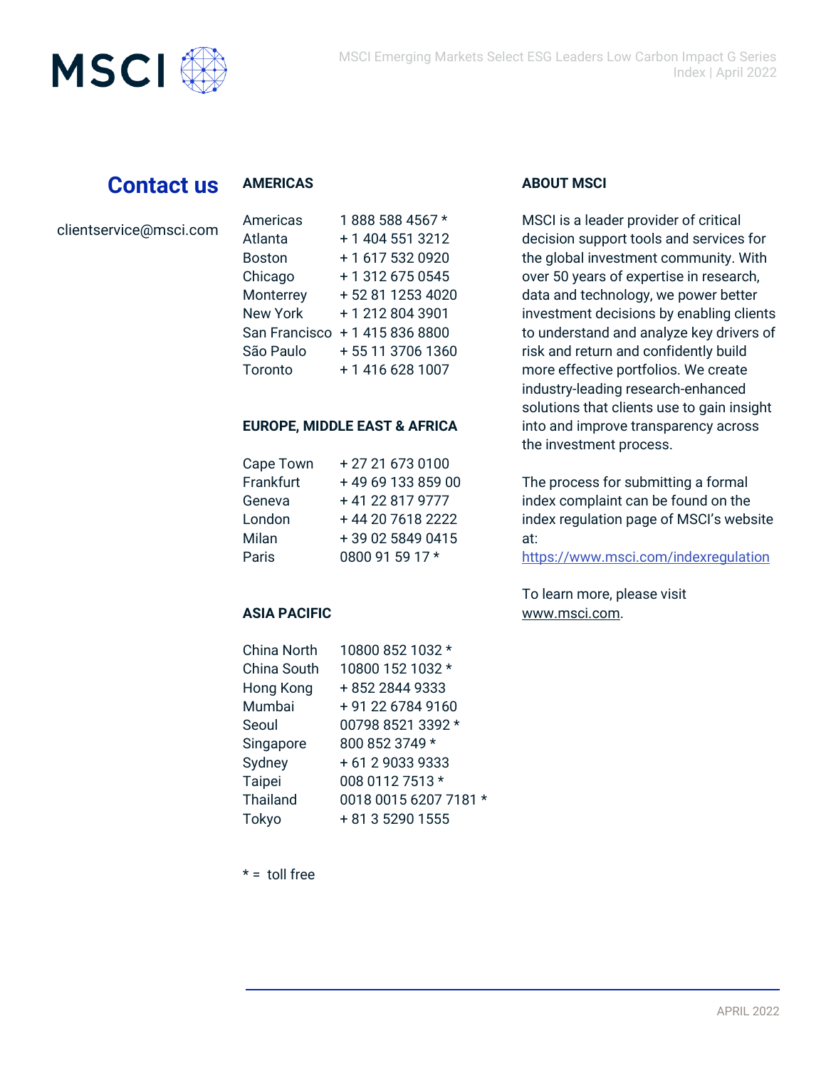## Contact us

clientservice@msci.com

### AMERICAS

| | |
|---|---|
| Americas | 1 888 588 4567 * |
| Atlanta | + 1 404 551 3212 |
| Boston | + 1 617 532 0920 |
| Chicago | + 1 312 675 0545 |
| Monterrey | + 52 81 1253 4020 |
| New York | + 1 212 804 3901 |
| San Francisco | + 1 415 836 8800 |
| São Paulo | + 55 11 3706 1360 |
| Toronto | + 1 416 628 1007 |

### EUROPE, MIDDLE EAST & AFRICA

| | |
|---|---|
| Cape Town | + 27 21 673 0100 |
| Frankfurt | + 49 69 133 859 00 |
| Geneva | + 41 22 817 9777 |
| London | + 44 20 7618 2222 |
| Milan | + 39 02 5849 0415 |
| Paris | 0800 91 59 17 * |

### ASIA PACIFIC

| | |
|---|---|
| China North | 10800 852 1032 * |
| China South | 10800 152 1032 * |
| Hong Kong | + 852 2844 9333 |
| Mumbai | + 91 22 6784 9160 |
| Seoul | 00798 8521 3392 * |
| Singapore | 800 852 3749 * |
| Sydney | + 61 2 9033 9333 |
| Taipei | 008 0112 7513 * |
| Thailand | 0018 0015 6207 7181 * |
| Tokyo | + 81 3 5290 1555 |

* = toll free

### ABOUT MSCI

MSCI is a leader provider of critical decision support tools and services for the global investment community. With over 50 years of expertise in research, data and technology, we power better investment decisions by enabling clients to understand and analyze key drivers of risk and return and confidently build more effective portfolios. We create industry-leading research-enhanced solutions that clients use to gain insight into and improve transparency across the investment process.

The process for submitting a formal index complaint can be found on the index regulation page of MSCI's website at: https://www.msci.com/indexregulation

To learn more, please visit www.msci.com.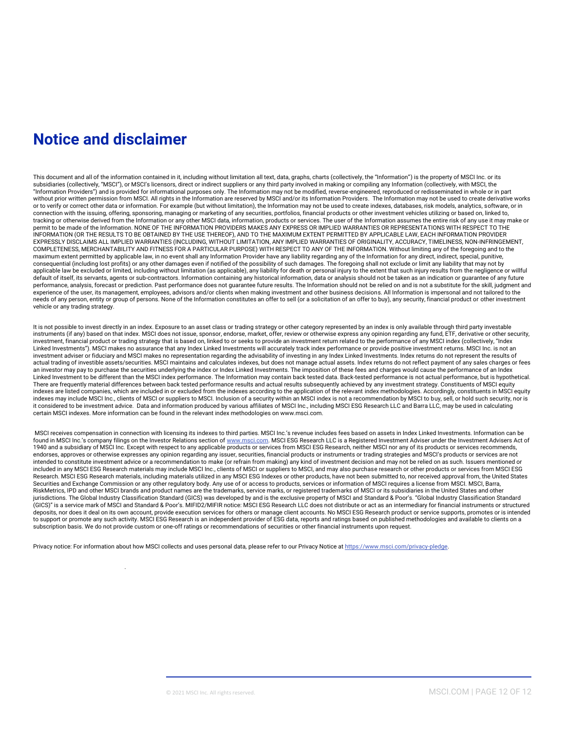# Notice and disclaimer

This document and all of the information contained in it, including without limitation all text, data, graphs, charts (collectively, the "Information") is the property of MSCI Inc. or its subsidiaries (collectively, "MSCI"), or MSCI's licensors, direct or indirect suppliers or any third party involved in making or compiling any Information (collectively, with MSCI, the "Information Providers") and is provided for informational purposes only. The Information may not be modified, reverse-engineered, reproduced or redisseminated in whole or in part without prior written permission from MSCI. All rights in the Information are reserved by MSCI and/or its Information Providers. The Information may not be used to create derivative works or to verify or correct other data or information. For example (but without limitation), the Information may not be used to create indexes, databases, risk models, analytics, software, or in connection with the issuing, offering, sponsoring, managing or marketing of any securities, portfolios, financial products or other investment vehicles utilizing or based on, linked to, tracking or otherwise derived from the Information or any other MSCI data, information, products or services. The user of the Information assumes the entire risk of any use it may make or permit to be made of the Information. NONE OF THE INFORMATION PROVIDERS MAKES ANY EXPRESS OR IMPLIED WARRANTIES OR REPRESENTATIONS WITH RESPECT TO THE INFORMATION (OR THE RESULTS TO BE OBTAINED BY THE USE THEREOF), AND TO THE MAXIMUM EXTENT PERMITTED BY APPLICABLE LAW, EACH INFORMATION PROVIDER EXPRESSLY DISCLAIMS ALL IMPLIED WARRANTIES (INCLUDING, WITHOUT LIMITATION, ANY IMPLIED WARRANTIES OF ORIGINALITY, ACCURACY, TIMELINESS, NON-INFRINGEMENT, COMPLETENESS, MERCHANTABILITY AND FITNESS FOR A PARTICULAR PURPOSE) WITH RESPECT TO ANY OF THE INFORMATION. Without limiting any of the foregoing and to the maximum extent permitted by applicable law, in no event shall any Information Provider have any liability regarding any of the Information for any direct, indirect, special, punitive, consequential (including lost profits) or any other damages even if notified of the possibility of such damages. The foregoing shall not exclude or limit any liability that may not by applicable law be excluded or limited, including without limitation (as applicable), any liability for death or personal injury to the extent that such injury results from the negligence or willful default of itself, its servants, agents or sub-contractors. Information containing any historical information, data or analysis should not be taken as an indication or guarantee of any future performance, analysis, forecast or prediction. Past performance does not guarantee future results. The Information should not be relied on and is not a substitute for the skill, judgment and experience of the user, its management, employees, advisors and/or clients when making investment and other business decisions. All Information is impersonal and not tailored to the needs of any person, entity or group of persons. None of the Information constitutes an offer to sell (or a solicitation of an offer to buy), any security, financial product or other investment vehicle or any trading strategy.

It is not possible to invest directly in an index. Exposure to an asset class or trading strategy or other category represented by an index is only available through third party investable instruments (if any) based on that index. MSCI does not issue, sponsor, endorse, market, offer, review or otherwise express any opinion regarding any fund, ETF, derivative or other security, investment, financial product or trading strategy that is based on, linked to or seeks to provide an investment return related to the performance of any MSCI index (collectively, "Index Linked Investments"). MSCI makes no assurance that any Index Linked Investments will accurately track index performance or provide positive investment returns. MSCI Inc. is not an investment adviser or fiduciary and MSCI makes no representation regarding the advisability of investing in any Index Linked Investments. Index returns do not represent the results of actual trading of investible assets/securities. MSCI maintains and calculates indexes, but does not manage actual assets. Index returns do not reflect payment of any sales charges or fees an investor may pay to purchase the securities underlying the index or Index Linked Investments. The imposition of these fees and charges would cause the performance of an Index Linked Investment to be different than the MSCI index performance. The Information may contain back tested data. Back-tested performance is not actual performance, but is hypothetical. There are frequently material differences between back tested performance results and actual results subsequently achieved by any investment strategy. Constituents of MSCI equity indexes are listed companies, which are included in or excluded from the indexes according to the application of the relevant index methodologies. Accordingly, constituents in MSCI equity indexes may include MSCI Inc., clients of MSCI or suppliers to MSCI. Inclusion of a security within an MSCI index is not a recommendation by MSCI to buy, sell, or hold such security, nor is it considered to be investment advice. Data and information produced by various affiliates of MSCI Inc., including MSCI ESG Research LLC and Barra LLC, may be used in calculating certain MSCI indexes. More information can be found in the relevant index methodologies on www.msci.com.

MSCI receives compensation in connection with licensing its indexes to third parties. MSCI Inc.'s revenue includes fees based on assets in Index Linked Investments. Information can be found in MSCI Inc.'s company filings on the Investor Relations section of www.msci.com. MSCI ESG Research LLC is a Registered Investment Adviser under the Investment Advisers Act of 1940 and a subsidiary of MSCI Inc. Except with respect to any applicable products or services from MSCI ESG Research, neither MSCI nor any of its products or services recommends, endorses, approves or otherwise expresses any opinion regarding any issuer, securities, financial products or instruments or trading strategies and MSCI's products or services are not intended to constitute investment advice or a recommendation to make (or refrain from making) any kind of investment decision and may not be relied on as such. Issuers mentioned or included in any MSCI ESG Research materials may include MSCI Inc., clients of MSCI or suppliers to MSCI, and may also purchase research or other products or services from MSCI ESG Research. MSCI ESG Research materials, including materials utilized in any MSCI ESG Indexes or other products, have not been submitted to, nor received approval from, the United States Securities and Exchange Commission or any other regulatory body. Any use of or access to products, services or information of MSCI requires a license from MSCI. MSCI, Barra, RiskMetrics, IPD and other MSCI brands and product names are the trademarks, service marks, or registered trademarks of MSCI or its subsidiaries in the United States and other jurisdictions. The Global Industry Classification Standard (GICS) was developed by and is the exclusive property of MSCI and Standard & Poor's. "Global Industry Classification Standard (GICS)" is a service mark of MSCI and Standard & Poor's. MIFID2/MIFIR notice: MSCI ESG Research LLC does not distribute or act as an intermediary for financial instruments or structured deposits, nor does it deal on its own account, provide execution services for others or manage client accounts. No MSCI ESG Research product or service supports, promotes or is intended to support or promote any such activity. MSCI ESG Research is an independent provider of ESG data, reports and ratings based on published methodologies and available to clients on a subscription basis. We do not provide custom or one-off ratings or recommendations of securities or other financial instruments upon request.

Privacy notice: For information about how MSCI collects and uses personal data, please refer to our Privacy Notice at https://www.msci.com/privacy-pledge.

© 2021 MSCI Inc. All rights reserved.